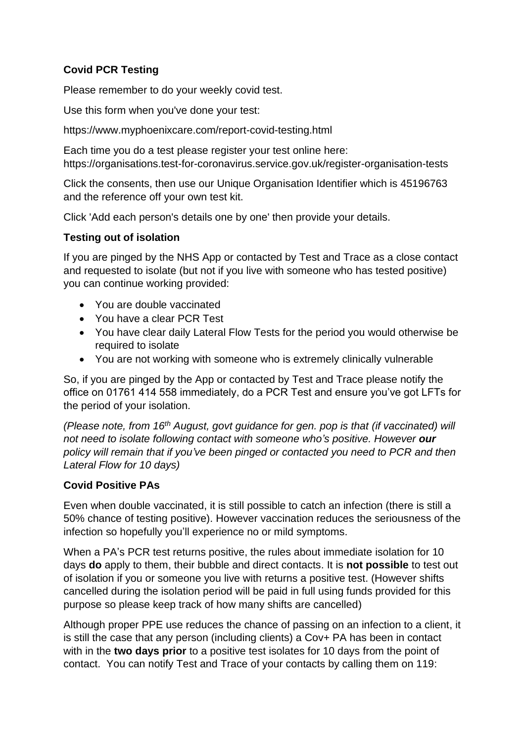**Covid PCR Testing**

Please remember to do your weekly covid test.

Use this form when you've done your test:

https://www.myphoenixcare.com/report-covid-testing.html

Each time you do a test please register your test online here: https://organisations.test-for-coronavirus.service.gov.uk/register-organisation-tests

Click the consents, then use our Unique Organisation Identifier which is 45196763 and the reference off your own test kit.

Click 'Add each person's details one by one' then provide your details.

**Testing out of isolation**

If you are pinged by the NHS App or contacted by Test and Trace as a close contact and requested to isolate (but not if you live with someone who has tested positive) you can continue working provided:

- You are double vaccinated
- You have a clear PCR Test
- You have clear daily Lateral Flow Tests for the period you would otherwise be required to isolate
- You are not working with someone who is extremely clinically vulnerable

So, if you are pinged by the App or contacted by Test and Trace please notify the office on 01761 414 558 immediately, do a PCR Test and ensure you've got LFTs for the period of your isolation.

*(Please note, from 16th August, govt guidance for gen. pop is that (if vaccinated) will not need to isolate following contact with someone who's positive. However **our** policy will remain that if you've been pinged or contacted you need to PCR and then Lateral Flow for 10 days)*

**Covid Positive PAs**

Even when double vaccinated, it is still possible to catch an infection (there is still a 50% chance of testing positive). However vaccination reduces the seriousness of the infection so hopefully you'll experience no or mild symptoms.

When a PA's PCR test returns positive, the rules about immediate isolation for 10 days **do** apply to them, their bubble and direct contacts. It is **not possible** to test out of isolation if you or someone you live with returns a positive test. (However shifts cancelled during the isolation period will be paid in full using funds provided for this purpose so please keep track of how many shifts are cancelled)

Although proper PPE use reduces the chance of passing on an infection to a client, it is still the case that any person (including clients) a Cov+ PA has been in contact with in the **two days prior** to a positive test isolates for 10 days from the point of contact. You can notify Test and Trace of your contacts by calling them on 119: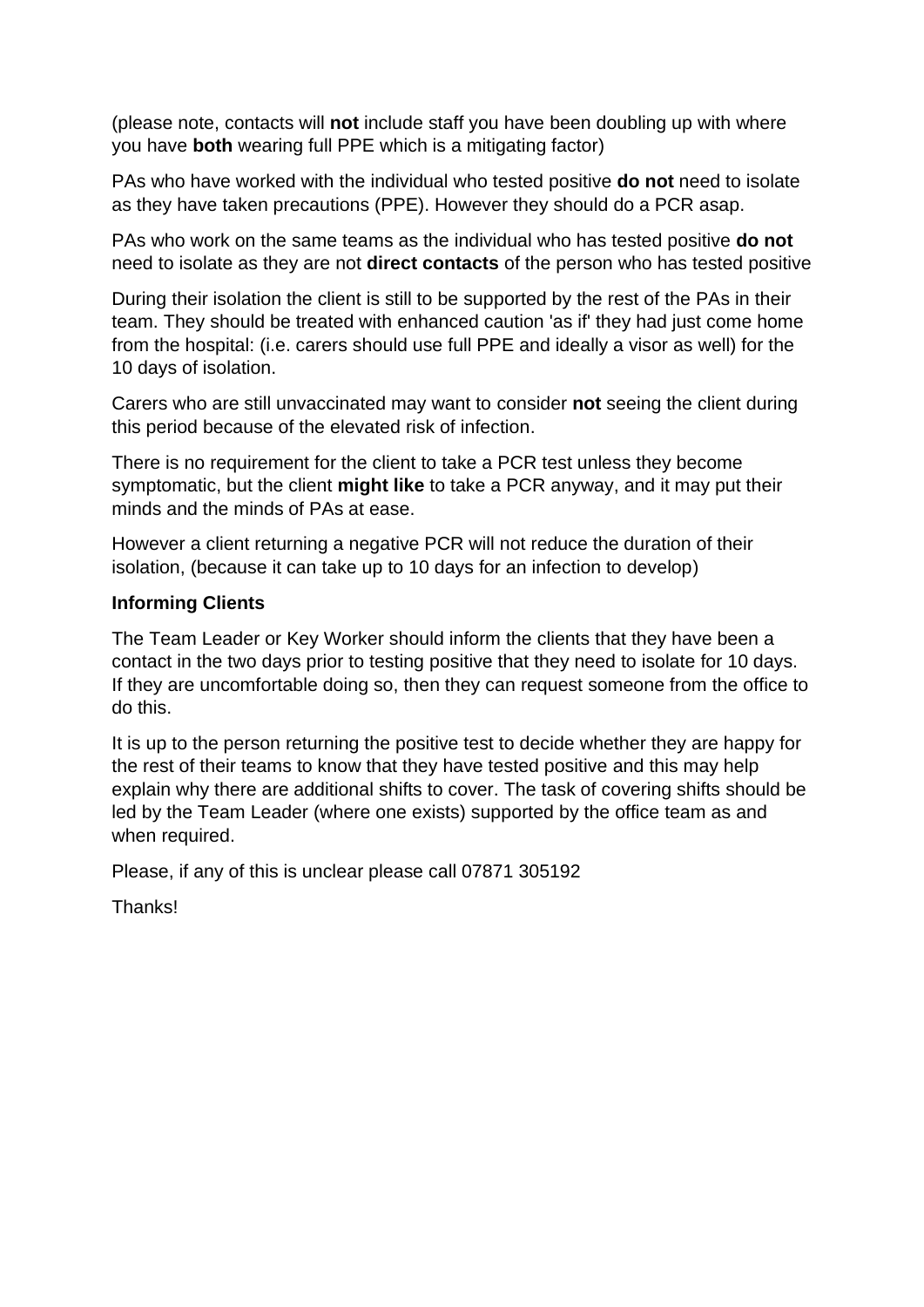(please note, contacts will **not** include staff you have been doubling up with where you have **both** wearing full PPE which is a mitigating factor)

PAs who have worked with the individual who tested positive **do not** need to isolate as they have taken precautions (PPE). However they should do a PCR asap.

PAs who work on the same teams as the individual who has tested positive **do not** need to isolate as they are not **direct contacts** of the person who has tested positive

During their isolation the client is still to be supported by the rest of the PAs in their team. They should be treated with enhanced caution 'as if' they had just come home from the hospital: (i.e. carers should use full PPE and ideally a visor as well) for the 10 days of isolation.

Carers who are still unvaccinated may want to consider **not** seeing the client during this period because of the elevated risk of infection.

There is no requirement for the client to take a PCR test unless they become symptomatic, but the client **might like** to take a PCR anyway, and it may put their minds and the minds of PAs at ease.

However a client returning a negative PCR will not reduce the duration of their isolation, (because it can take up to 10 days for an infection to develop)

**Informing Clients**

The Team Leader or Key Worker should inform the clients that they have been a contact in the two days prior to testing positive that they need to isolate for 10 days. If they are uncomfortable doing so, then they can request someone from the office to do this.

It is up to the person returning the positive test to decide whether they are happy for the rest of their teams to know that they have tested positive and this may help explain why there are additional shifts to cover. The task of covering shifts should be led by the Team Leader (where one exists) supported by the office team as and when required.

Please, if any of this is unclear please call 07871 305192

Thanks!